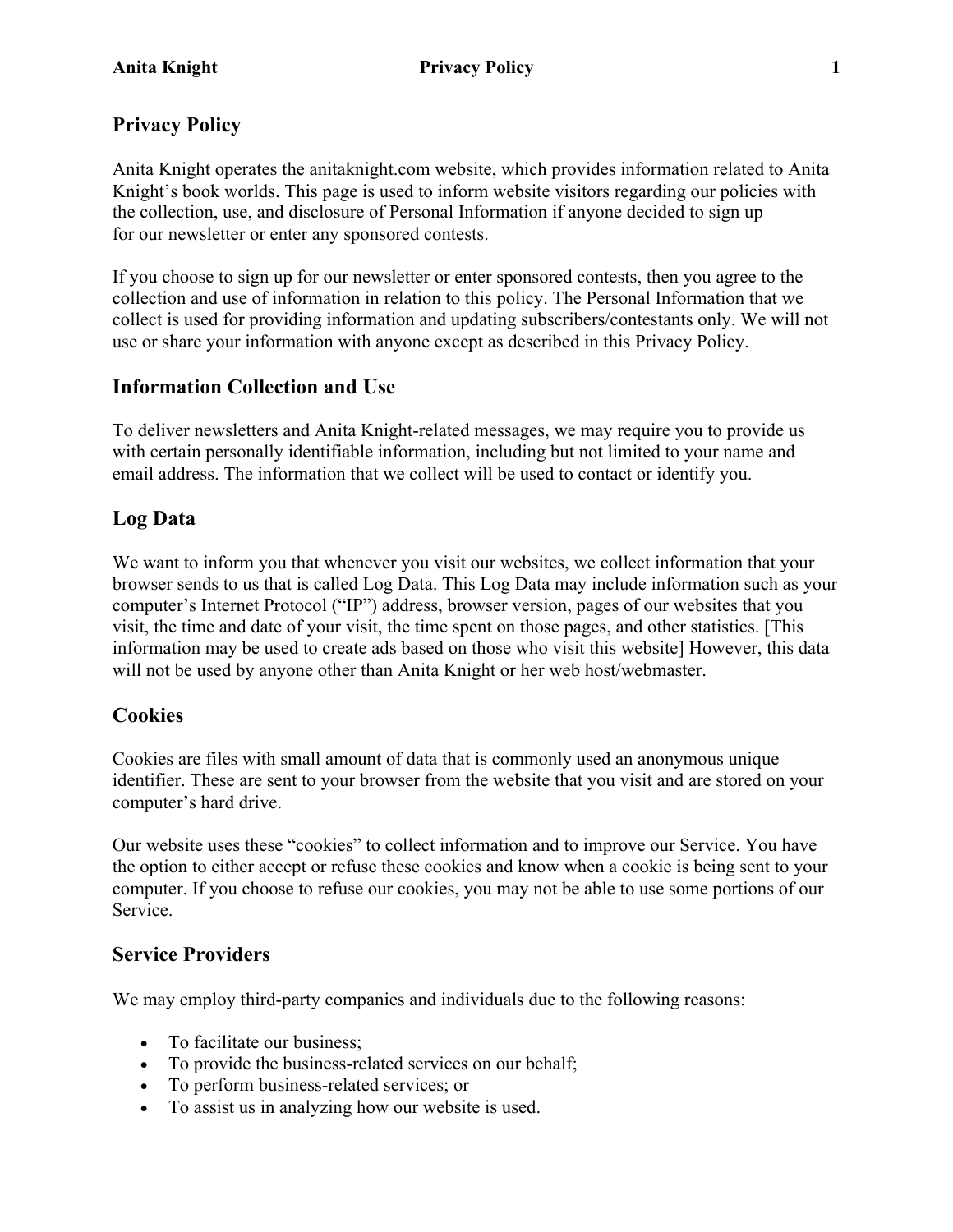## Privacy Policy

Anita Knight operates the anitaknight.com website, which provides information related to Anita Knight's book worlds. This page is used to inform website visitors regarding our policies with the collection, use, and disclosure of Personal Information if anyone decided to sign up for our newsletter or enter any sponsored contests.

If you choose to sign up for our newsletter or enter sponsored contests, then you agree to the collection and use of information in relation to this policy. The Personal Information that we collect is used for providing information and updating subscribers/contestants only. We will not use or share your information with anyone except as described in this Privacy Policy.

## Information Collection and Use

To deliver newsletters and Anita Knight-related messages, we may require you to provide us with certain personally identifiable information, including but not limited to your name and email address. The information that we collect will be used to contact or identify you.

## Log Data

We want to inform you that whenever you visit our websites, we collect information that your browser sends to us that is called Log Data. This Log Data may include information such as your computer's Internet Protocol ("IP") address, browser version, pages of our websites that you visit, the time and date of your visit, the time spent on those pages, and other statistics. [This information may be used to create ads based on those who visit this website] However, this data will not be used by anyone other than Anita Knight or her web host/webmaster.

## Cookies

Cookies are files with small amount of data that is commonly used an anonymous unique identifier. These are sent to your browser from the website that you visit and are stored on your computer's hard drive.

Our website uses these "cookies" to collect information and to improve our Service. You have the option to either accept or refuse these cookies and know when a cookie is being sent to your computer. If you choose to refuse our cookies, you may not be able to use some portions of our Service.

## Service Providers

We may employ third-party companies and individuals due to the following reasons:

- To facilitate our business;
- To provide the business-related services on our behalf;
- To perform business-related services; or
- To assist us in analyzing how our website is used.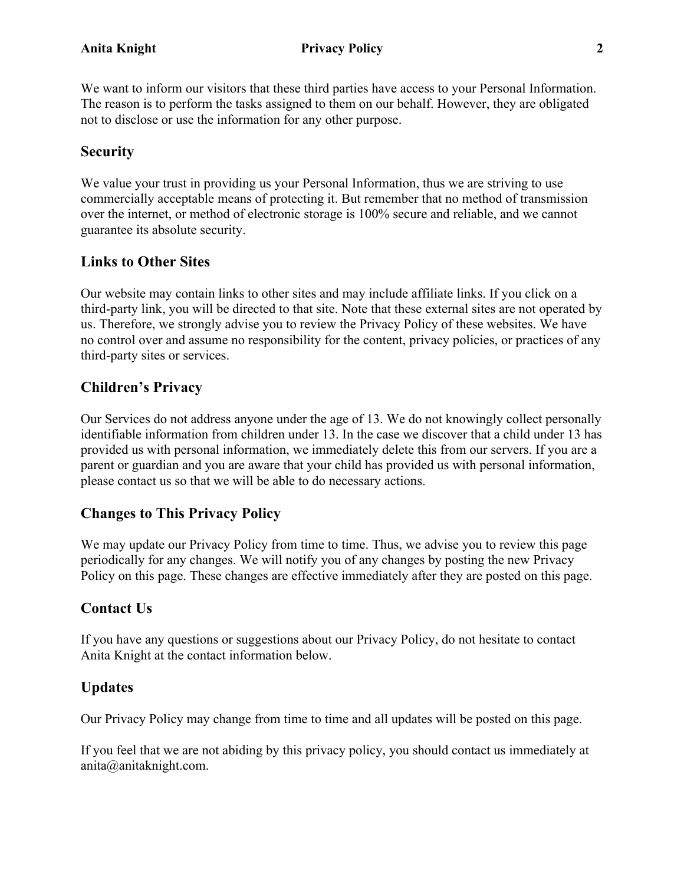We want to inform our visitors that these third parties have access to your Personal Information. The reason is to perform the tasks assigned to them on our behalf. However, they are obligated not to disclose or use the information for any other purpose.

## Security

We value your trust in providing us your Personal Information, thus we are striving to use commercially acceptable means of protecting it. But remember that no method of transmission over the internet, or method of electronic storage is 100% secure and reliable, and we cannot guarantee its absolute security.

## Links to Other Sites

Our website may contain links to other sites and may include affiliate links. If you click on a third-party link, you will be directed to that site. Note that these external sites are not operated by us. Therefore, we strongly advise you to review the Privacy Policy of these websites. We have no control over and assume no responsibility for the content, privacy policies, or practices of any third-party sites or services.

## Children's Privacy

Our Services do not address anyone under the age of 13. We do not knowingly collect personally identifiable information from children under 13. In the case we discover that a child under 13 has provided us with personal information, we immediately delete this from our servers. If you are a parent or guardian and you are aware that your child has provided us with personal information, please contact us so that we will be able to do necessary actions.

## Changes to This Privacy Policy

We may update our Privacy Policy from time to time. Thus, we advise you to review this page periodically for any changes. We will notify you of any changes by posting the new Privacy Policy on this page. These changes are effective immediately after they are posted on this page.

## Contact Us

If you have any questions or suggestions about our Privacy Policy, do not hesitate to contact Anita Knight at the contact information below.

## Updates

Our Privacy Policy may change from time to time and all updates will be posted on this page.

If you feel that we are not abiding by this privacy policy, you should contact us immediately at anita@anitaknight.com.